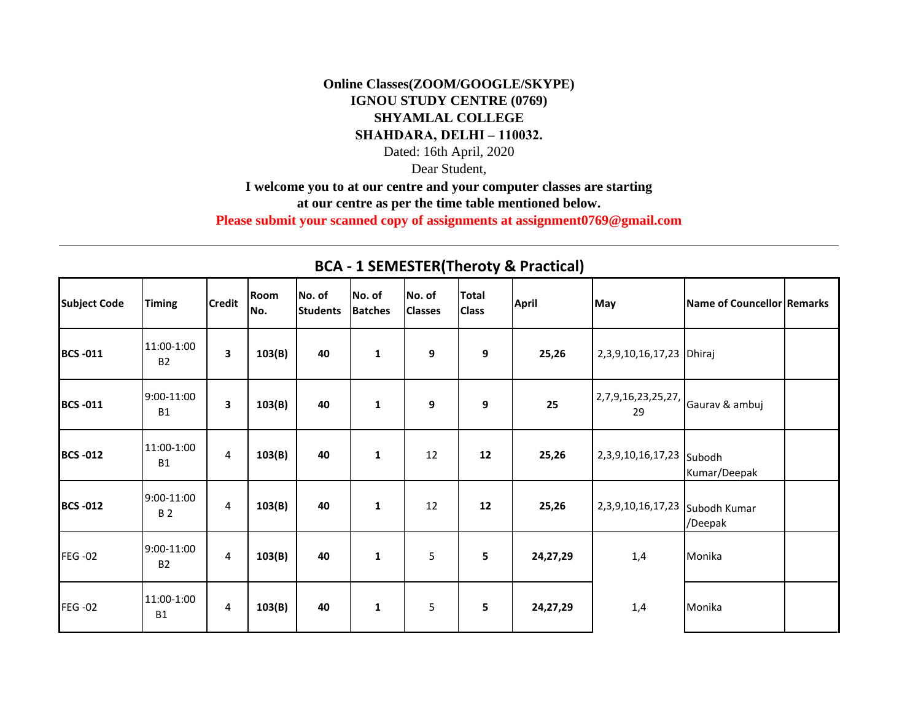**Online Classes(ZOOM/GOOGLE/SKYPE)**
**IGNOU STUDY CENTRE (0769)**
**SHYAMLAL COLLEGE**
**SHAHDARA, DELHI – 110032.**

Dated: 16th April, 2020

Dear Student,

**I welcome you to at our centre and your computer classes are starting at our centre as per the time table mentioned below.**

**Please submit your scanned copy of assignments at assignment0769@gmail.com**

---

## BCA - 1 SEMESTER(Theroty & Practical)

| Subject Code | Timing | Credit | Room No. | No. of Students | No. of Batches | No. of Classes | Total Class | April | May | Name of Councellor | Remarks |
|---|---|---|---|---|---|---|---|---|---|---|---|
| **BCS -011** | 11:00-1:00 B2 | **3** | **103(B)** | **40** | **1** | **9** | **9** | **25,26** | 2,3,9,10,16,17,23 | Dhiraj | |
| **BCS -011** | 9:00-11:00 B1 | **3** | **103(B)** | **40** | **1** | **9** | **9** | **25** | 2,7,9,16,23,25,27, 29 | Gaurav & ambuj | |
| **BCS -012** | 11:00-1:00 B1 | 4 | **103(B)** | **40** | **1** | 12 | **12** | **25,26** | 2,3,9,10,16,17,23 | Subodh Kumar/Deepak | |
| **BCS -012** | 9:00-11:00 B 2 | 4 | **103(B)** | **40** | **1** | 12 | **12** | **25,26** | 2,3,9,10,16,17,23 | Subodh Kumar /Deepak | |
| FEG -02 | 9:00-11:00 B2 | 4 | **103(B)** | **40** | **1** | 5 | **5** | **24,27,29** | 1,4 | Monika | |
| FEG -02 | 11:00-1:00 B1 | 4 | **103(B)** | **40** | **1** | 5 | **5** | **24,27,29** | 1,4 | Monika | |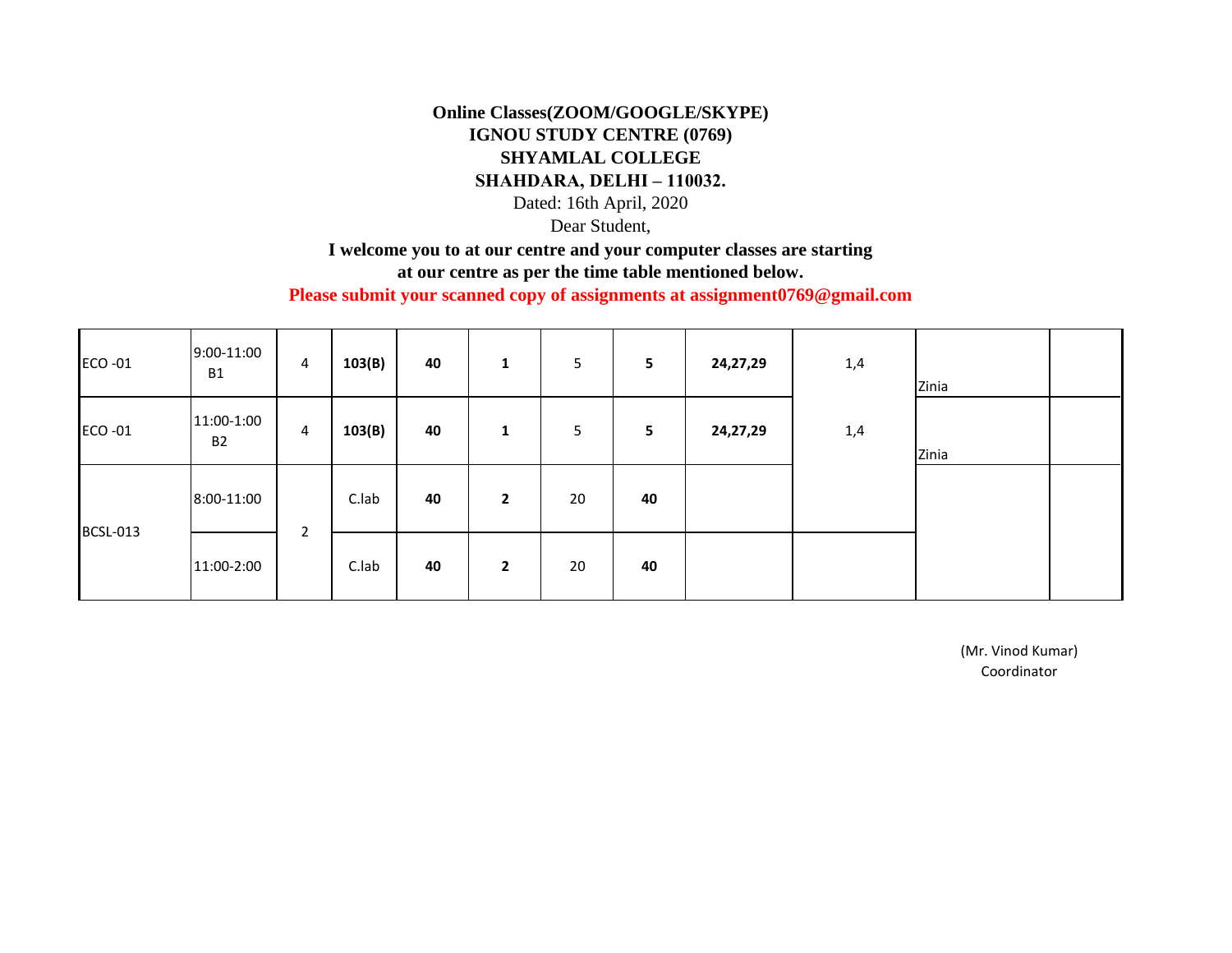**Online Classes(ZOOM/GOOGLE/SKYPE)**
**IGNOU STUDY CENTRE (0769)**
**SHYAMLAL COLLEGE**
**SHAHDARA, DELHI – 110032.**

Dated: 16th April, 2020

Dear Student,

**I welcome you to at our centre and your computer classes are starting at our centre as per the time table mentioned below.**

**Please submit your scanned copy of assignments at assignment0769@gmail.com**

| | | | | | | | | | | | |
|---|---|---|---|---|---|---|---|---|---|---|---|
| ECO -01 | 9:00-11:00 B1 | 4 | **103(B)** | **40** | **1** | 5 | **5** | **24,27,29** | 1,4 | Zinia | |
| ECO -01 | 11:00-1:00 B2 | 4 | **103(B)** | **40** | **1** | 5 | **5** | **24,27,29** | 1,4 | Zinia | |
| BCSL-013 | 8:00-11:00 | 2 | C.lab | **40** | **2** | 20 | **40** | | | | |
| | 11:00-2:00 | | C.lab | **40** | **2** | 20 | **40** | | | | |

(Mr. Vinod Kumar)
Coordinator